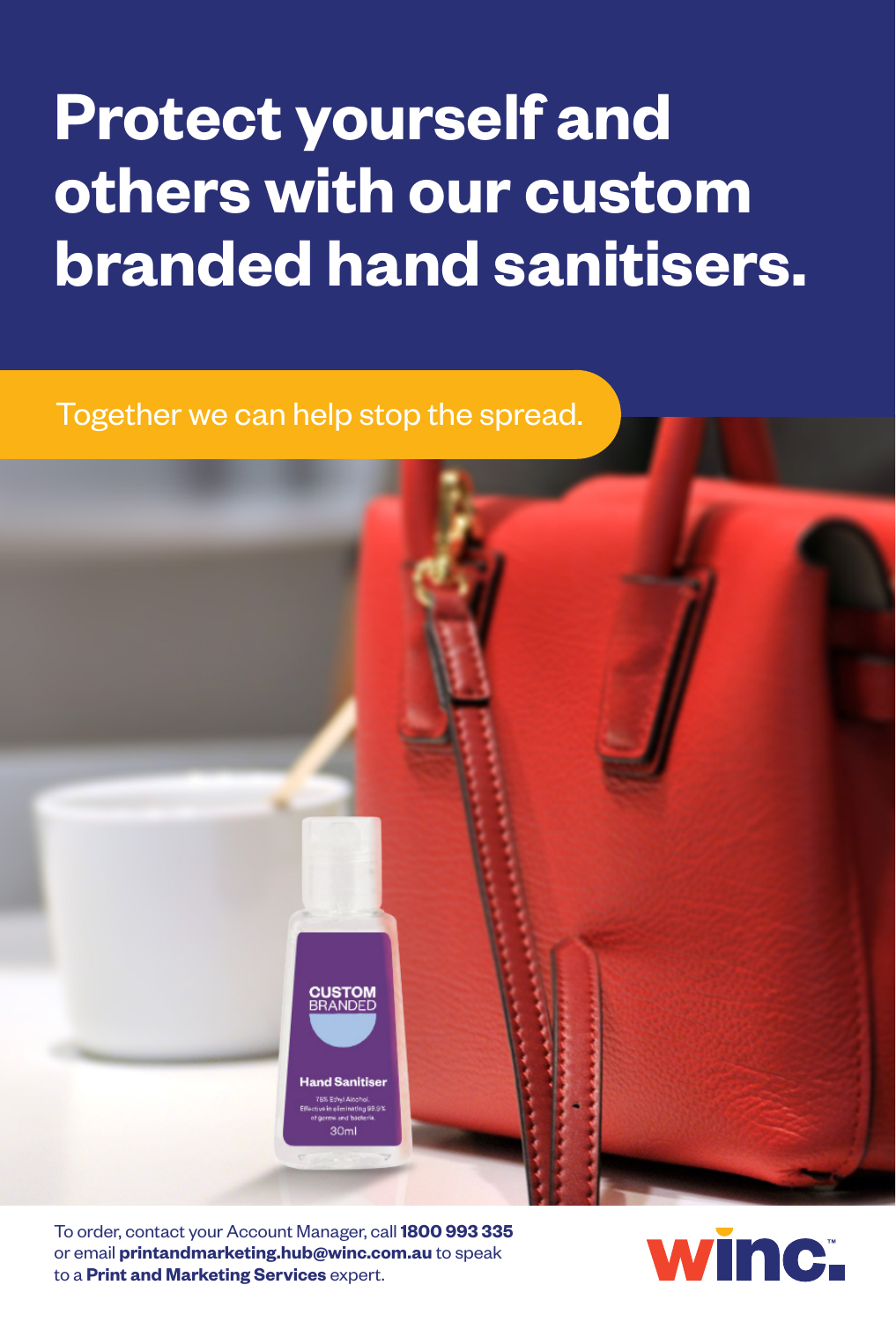# Protect yourself and others with our custom branded hand sanitisers.

Together we can help stop the spread.

To order, contact your Account Manager, call **1800 993 335** or email **printandmarketing.hub@winc.com.au** to speak to a **Print and Marketing Services** expert.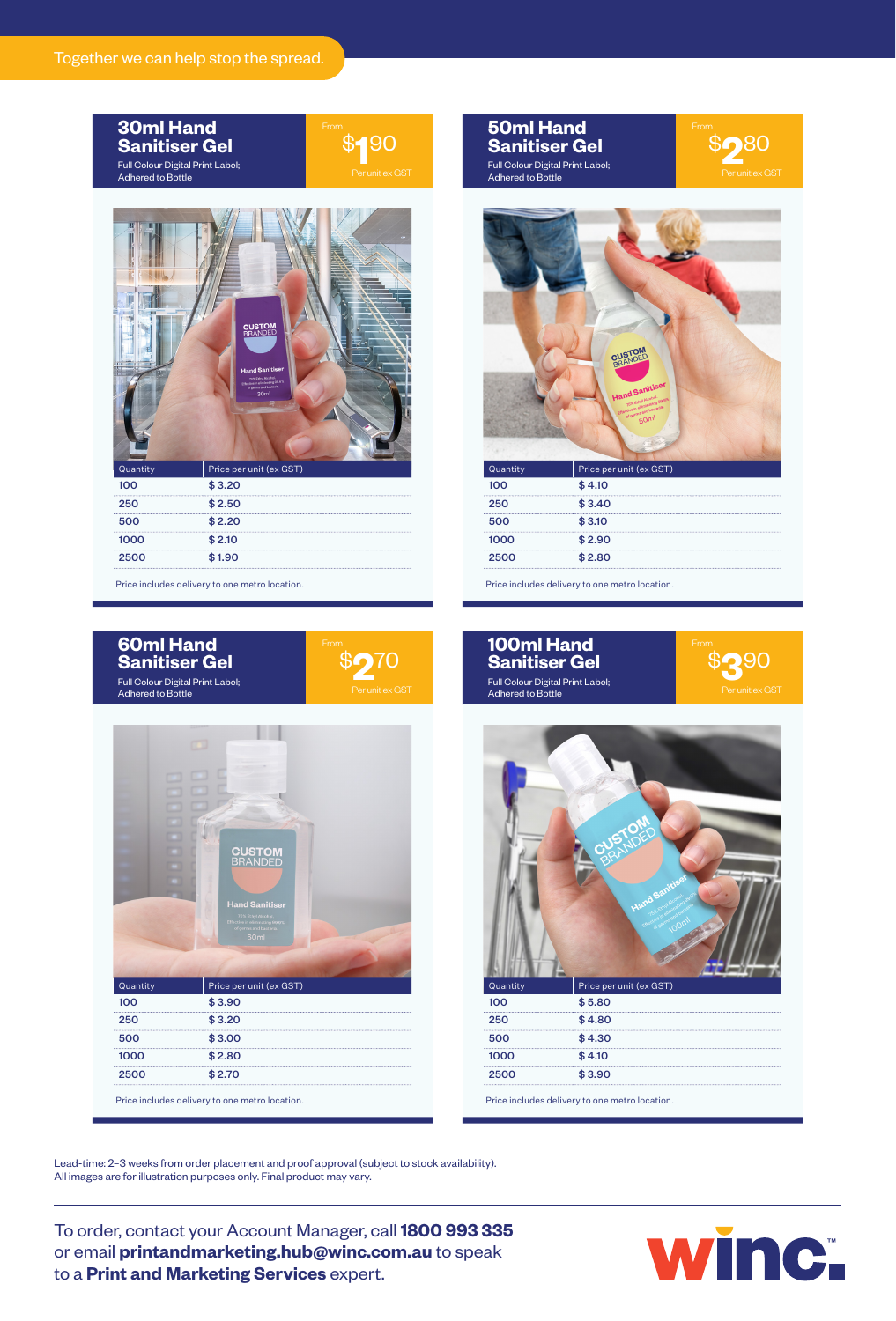Together we can help stop the spread.

## 30ml Hand Sanitiser Gel

Full Colour Digital Print Label; Adhered to Bottle

From $1.90 Per unit ex GST

| Quantity | Price per unit (ex GST) |
|---|---|
| 100 | $ 3.20 |
| 250 | $ 2.50 |
| 500 | $ 2.20 |
| 1000 | $ 2.10 |
| 2500 | $ 1.90 |

Price includes delivery to one metro location.

## 50ml Hand Sanitiser Gel

Full Colour Digital Print Label; Adhered to Bottle

From $2.80 Per unit ex GST

| Quantity | Price per unit (ex GST) |
|---|---|
| 100 | $ 4.10 |
| 250 | $ 3.40 |
| 500 | $ 3.10 |
| 1000 | $ 2.90 |
| 2500 | $ 2.80 |

Price includes delivery to one metro location.

## 60ml Hand Sanitiser Gel

Full Colour Digital Print Label; Adhered to Bottle

From $2.70 Per unit ex GST

| Quantity | Price per unit (ex GST) |
|---|---|
| 100 | $ 3.90 |
| 250 | $ 3.20 |
| 500 | $ 3.00 |
| 1000 | $ 2.80 |
| 2500 | $ 2.70 |

Price includes delivery to one metro location.

## 100ml Hand Sanitiser Gel

Full Colour Digital Print Label; Adhered to Bottle

From $3.90 Per unit ex GST

| Quantity | Price per unit (ex GST) |
|---|---|
| 100 | $ 5.80 |
| 250 | $ 4.80 |
| 500 | $ 4.30 |
| 1000 | $ 4.10 |
| 2500 | $ 3.90 |

Price includes delivery to one metro location.

Lead-time: 2–3 weeks from order placement and proof approval (subject to stock availability).
All images are for illustration purposes only. Final product may vary.

To order, contact your Account Manager, call **1800 993 335** or email **printandmarketing.hub@winc.com.au** to speak to a **Print and Marketing Services** expert.

winc.